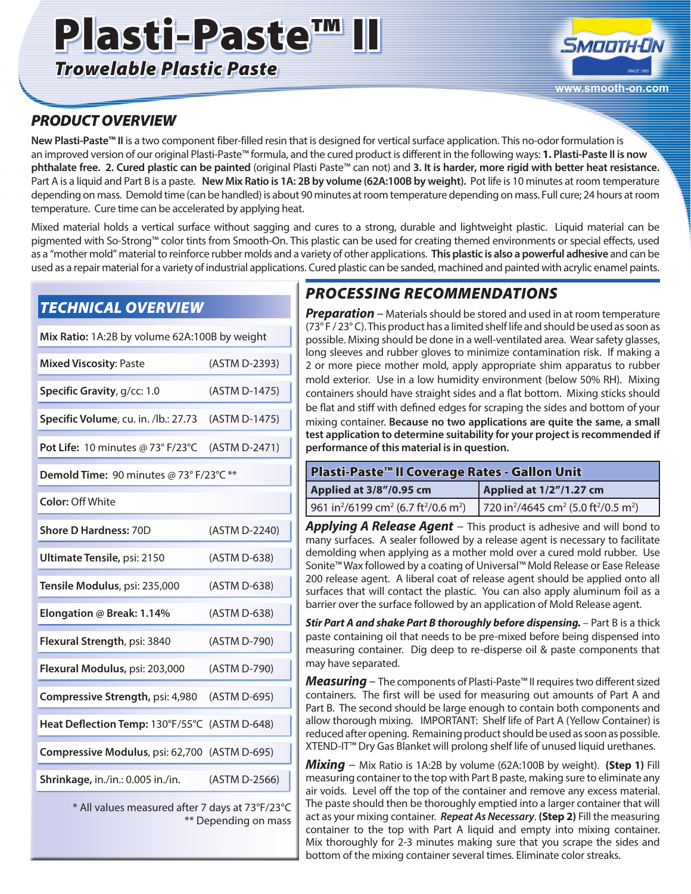# Plasti-Paste™ II

## *Trowelable Plastic Paste*

www.smooth-on.com

## *PRODUCT OVERVIEW*

**New Plasti-Paste™ II** is a two component fiber-filled resin that is designed for vertical surface application. This no-odor formulation is an improved version of our original Plasti-Paste™ formula, and the cured product is different in the following ways: **1. Plasti-Paste II is now phthalate free. 2. Cured plastic can be painted** (original Plasti Paste™ can not) and **3. It is harder, more rigid with better heat resistance.** Part A is a liquid and Part B is a paste. **New Mix Ratio is 1A: 2B by volume (62A:100B by weight).** Pot life is 10 minutes at room temperature depending on mass. Demold time (can be handled) is about 90 minutes at room temperature depending on mass. Full cure; 24 hours at room temperature. Cure time can be accelerated by applying heat.

Mixed material holds a vertical surface without sagging and cures to a strong, durable and lightweight plastic. Liquid material can be pigmented with So-Strong™ color tints from Smooth-On. This plastic can be used for creating themed environments or special effects, used as a "mother mold" material to reinforce rubber molds and a variety of other applications. **This plastic is also a powerful adhesive** and can be used as a repair material for a variety of industrial applications. Cured plastic can be sanded, machined and painted with acrylic enamel paints.

## *TECHNICAL OVERVIEW*

| Property | Test Method |
|---|---|
| **Mix Ratio:** 1A:2B by volume 62A:100B by weight | |
| **Mixed Viscosity**: Paste | (ASTM D-2393) |
| **Specific Gravity**, g/cc: 1.0 | (ASTM D-1475) |
| **Specific Volume**, cu. in. /lb.: 27.73 | (ASTM D-1475) |
| **Pot Life:** 10 minutes @ 73° F/23°C | (ASTM D-2471) |
| **Demold Time:** 90 minutes @ 73° F/23°C ** | |
| **Color:** Off White | |
| **Shore D Hardness:** 70D | (ASTM D-2240) |
| **Ultimate Tensile**, psi: 2150 | (ASTM D-638) |
| **Tensile Modulus**, psi: 235,000 | (ASTM D-638) |
| **Elongation @ Break: 1.14%** | (ASTM D-638) |
| **Flexural Strength**, psi: 3840 | (ASTM D-790) |
| **Flexural Modulus**, psi: 203,000 | (ASTM D-790) |
| **Compressive Strength**, psi: 4,980 | (ASTM D-695) |
| **Heat Deflection Temp:** 130°F/55°C | (ASTM D-648) |
| **Compressive Modulus**, psi: 62,700 | (ASTM D-695) |
| **Shrinkage**, in./in.: 0.005 in./in. | (ASTM D-2566) |

\* All values measured after 7 days at 73°F/23°C
** Depending on mass

## *PROCESSING RECOMMENDATIONS*

***Preparation*** – Materials should be stored and used in at room temperature (73° F / 23° C). This product has a limited shelf life and should be used as soon as possible. Mixing should be done in a well-ventilated area. Wear safety glasses, long sleeves and rubber gloves to minimize contamination risk. If making a 2 or more piece mother mold, apply appropriate shim apparatus to rubber mold exterior. Use in a low humidity environment (below 50% RH). Mixing containers should have straight sides and a flat bottom. Mixing sticks should be flat and stiff with defined edges for scraping the sides and bottom of your mixing container. **Because no two applications are quite the same, a small test application to determine suitability for your project is recommended if performance of this material is in question.**

| Plasti-Paste™ II Coverage Rates - Gallon Unit | |
|---|---|
| **Applied at 3/8"/0.95 cm** | **Applied at 1/2"/1.27 cm** |
| 961 in$^2$/6199 cm$^2$ (6.7 ft$^2$/0.6 m$^2$) | 720 in$^2$/4645 cm$^2$ (5.0 ft$^2$/0.5 m$^2$) |

***Applying A Release Agent*** – This product is adhesive and will bond to many surfaces. A sealer followed by a release agent is necessary to facilitate demolding when applying as a mother mold over a cured mold rubber. Use Sonite™ Wax followed by a coating of Universal™ Mold Release or Ease Release 200 release agent. A liberal coat of release agent should be applied onto all surfaces that will contact the plastic. You can also apply aluminum foil as a barrier over the surface followed by an application of Mold Release agent.

***Stir Part A and shake Part B thoroughly before dispensing.*** – Part B is a thick paste containing oil that needs to be pre-mixed before being dispensed into measuring container. Dig deep to re-disperse oil & paste components that may have separated.

***Measuring*** – The components of Plasti-Paste™ II requires two different sized containers. The first will be used for measuring out amounts of Part A and Part B. The second should be large enough to contain both components and allow thorough mixing. IMPORTANT: Shelf life of Part A (Yellow Container) is reduced after opening. Remaining product should be used as soon as possible. XTEND-IT™ Dry Gas Blanket will prolong shelf life of unused liquid urethanes.

***Mixing*** – Mix Ratio is 1A:2B by volume (62A:100B by weight). **(Step 1)** Fill measuring container to the top with Part B paste, making sure to eliminate any air voids. Level off the top of the container and remove any excess material. The paste should then be thoroughly emptied into a larger container that will act as your mixing container. ***Repeat As Necessary***. **(Step 2)** Fill the measuring container to the top with Part A liquid and empty into mixing container. Mix thoroughly for 2-3 minutes making sure that you scrape the sides and bottom of the mixing container several times. Eliminate color streaks.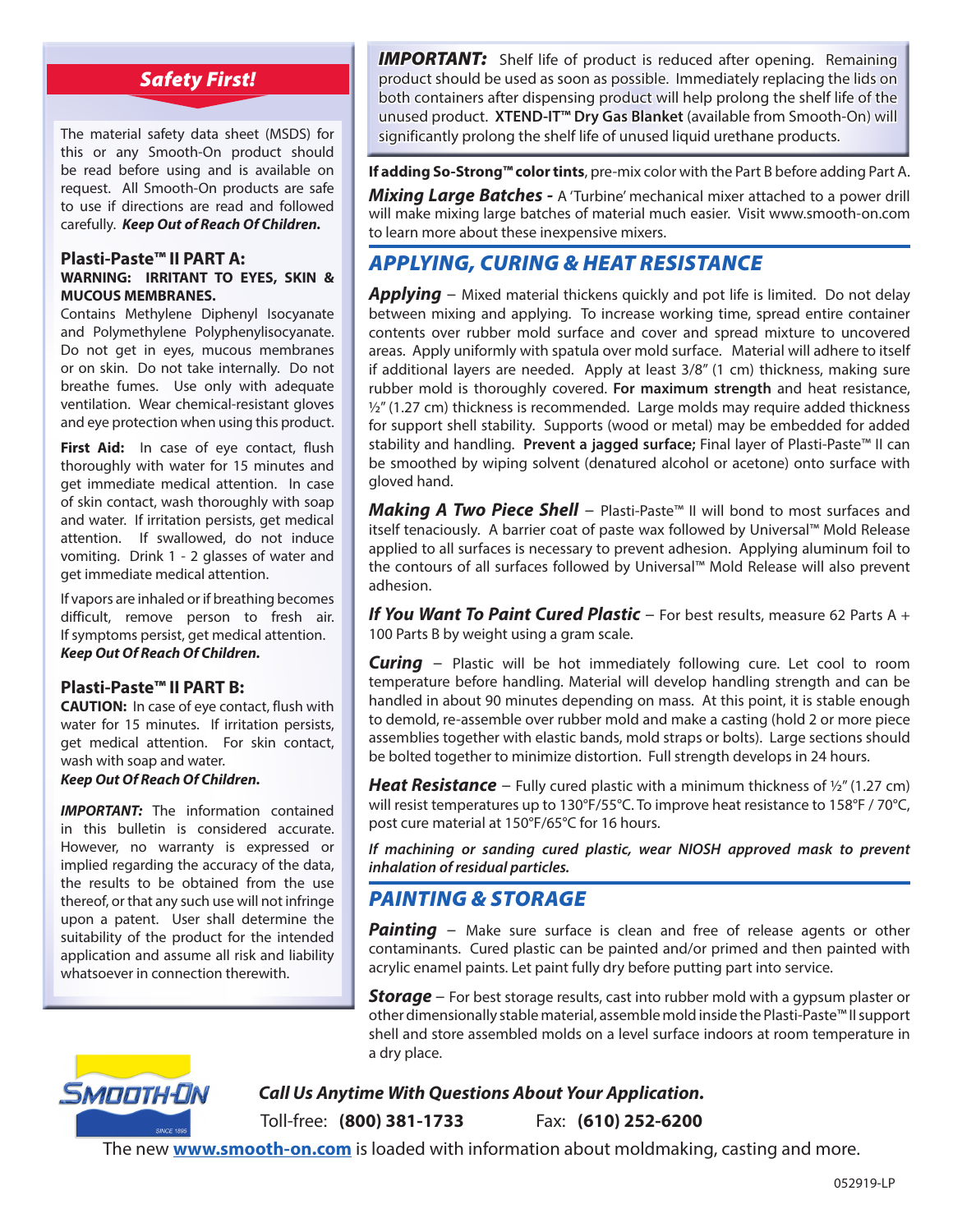## Safety First!

The material safety data sheet (MSDS) for this or any Smooth-On product should be read before using and is available on request. All Smooth-On products are safe to use if directions are read and followed carefully. ***Keep Out of Reach Of Children.***

### Plasti-Paste™ II PART A:

**WARNING: IRRITANT TO EYES, SKIN & MUCOUS MEMBRANES.**

Contains Methylene Diphenyl Isocyanate and Polymethylene Polyphenylisocyanate. Do not get in eyes, mucous membranes or on skin. Do not take internally. Do not breathe fumes. Use only with adequate ventilation. Wear chemical-resistant gloves and eye protection when using this product.

**First Aid:** In case of eye contact, flush thoroughly with water for 15 minutes and get immediate medical attention. In case of skin contact, wash thoroughly with soap and water. If irritation persists, get medical attention. If swallowed, do not induce vomiting. Drink 1 - 2 glasses of water and get immediate medical attention.

If vapors are inhaled or if breathing becomes difficult, remove person to fresh air. If symptoms persist, get medical attention.
***Keep Out Of Reach Of Children.***

### Plasti-Paste™ II PART B:

**CAUTION:** In case of eye contact, flush with water for 15 minutes. If irritation persists, get medical attention. For skin contact, wash with soap and water.
***Keep Out Of Reach Of Children.***

***IMPORTANT:*** The information contained in this bulletin is considered accurate. However, no warranty is expressed or implied regarding the accuracy of the data, the results to be obtained from the use thereof, or that any such use will not infringe upon a patent. User shall determine the suitability of the product for the intended application and assume all risk and liability whatsoever in connection therewith.

***IMPORTANT:*** Shelf life of product is reduced after opening. Remaining product should be used as soon as possible. Immediately replacing the lids on both containers after dispensing product will help prolong the shelf life of the unused product. **XTEND-IT™ Dry Gas Blanket** (available from Smooth-On) will significantly prolong the shelf life of unused liquid urethane products.

**If adding So-Strong™ color tints**, pre-mix color with the Part B before adding Part A.

***Mixing Large Batches -*** A 'Turbine' mechanical mixer attached to a power drill will make mixing large batches of material much easier. Visit www.smooth-on.com to learn more about these inexpensive mixers.

## APPLYING, CURING & HEAT RESISTANCE

***Applying*** – Mixed material thickens quickly and pot life is limited. Do not delay between mixing and applying. To increase working time, spread entire container contents over rubber mold surface and cover and spread mixture to uncovered areas. Apply uniformly with spatula over mold surface. Material will adhere to itself if additional layers are needed. Apply at least 3/8" (1 cm) thickness, making sure rubber mold is thoroughly covered. **For maximum strength** and heat resistance, ½" (1.27 cm) thickness is recommended. Large molds may require added thickness for support shell stability. Supports (wood or metal) may be embedded for added stability and handling. **Prevent a jagged surface;** Final layer of Plasti-Paste™ II can be smoothed by wiping solvent (denatured alcohol or acetone) onto surface with gloved hand.

***Making A Two Piece Shell*** – Plasti-Paste™ II will bond to most surfaces and itself tenaciously. A barrier coat of paste wax followed by Universal™ Mold Release applied to all surfaces is necessary to prevent adhesion. Applying aluminum foil to the contours of all surfaces followed by Universal™ Mold Release will also prevent adhesion.

***If You Want To Paint Cured Plastic*** – For best results, measure 62 Parts A + 100 Parts B by weight using a gram scale.

***Curing*** – Plastic will be hot immediately following cure. Let cool to room temperature before handling. Material will develop handling strength and can be handled in about 90 minutes depending on mass. At this point, it is stable enough to demold, re-assemble over rubber mold and make a casting (hold 2 or more piece assemblies together with elastic bands, mold straps or bolts). Large sections should be bolted together to minimize distortion. Full strength develops in 24 hours.

***Heat Resistance*** – Fully cured plastic with a minimum thickness of ½" (1.27 cm) will resist temperatures up to 130°F/55°C. To improve heat resistance to 158°F / 70°C, post cure material at 150°F/65°C for 16 hours.

***If machining or sanding cured plastic, wear NIOSH approved mask to prevent inhalation of residual particles.***

## PAINTING & STORAGE

***Painting*** – Make sure surface is clean and free of release agents or other contaminants. Cured plastic can be painted and/or primed and then painted with acrylic enamel paints. Let paint fully dry before putting part into service.

***Storage*** – For best storage results, cast into rubber mold with a gypsum plaster or other dimensionally stable material, assemble mold inside the Plasti-Paste™ II support shell and store assembled molds on a level surface indoors at room temperature in a dry place.

SMOOTH-ON SINCE 1895

***Call Us Anytime With Questions About Your Application.***

Toll-free: **(800) 381-1733** Fax: **(610) 252-6200**

The new **www.smooth-on.com** is loaded with information about moldmaking, casting and more.

052919-LP